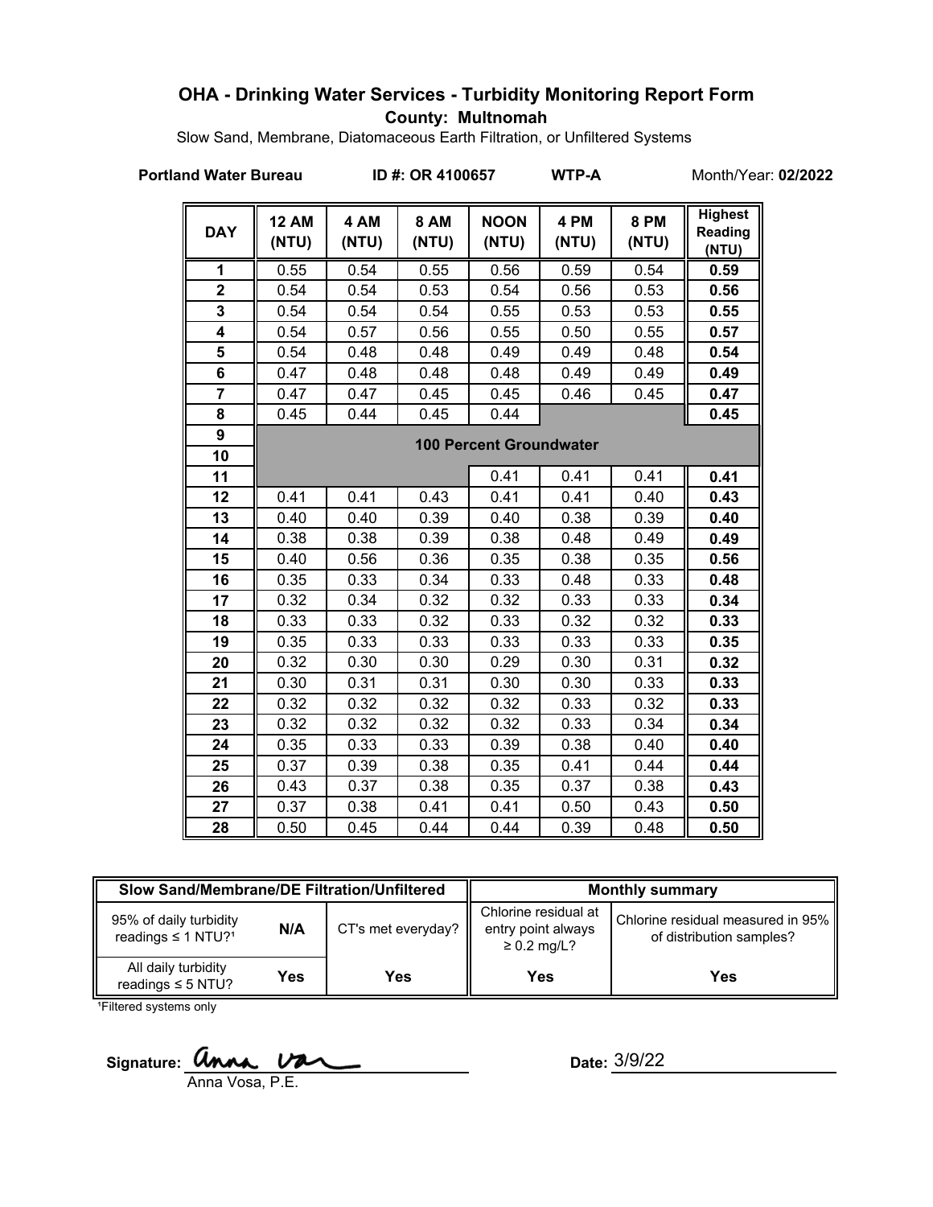# OHA - Drinking Water Services - Turbidity Monitoring Report Form

**County: Multnomah**

Slow Sand, Membrane, Diatomaceous Earth Filtration, or Unfiltered Systems

**Portland Water Bureau** **ID #: OR 4100657** **WTP-A** Month/Year: **02/2022**

| DAY | 12 AM (NTU) | 4 AM (NTU) | 8 AM (NTU) | NOON (NTU) | 4 PM (NTU) | 8 PM (NTU) | Highest Reading (NTU) |
|---|---|---|---|---|---|---|---|
| 1 | 0.55 | 0.54 | 0.55 | 0.56 | 0.59 | 0.54 | **0.59** |
| 2 | 0.54 | 0.54 | 0.53 | 0.54 | 0.56 | 0.53 | **0.56** |
| 3 | 0.54 | 0.54 | 0.54 | 0.55 | 0.53 | 0.53 | **0.55** |
| 4 | 0.54 | 0.57 | 0.56 | 0.55 | 0.50 | 0.55 | **0.57** |
| 5 | 0.54 | 0.48 | 0.48 | 0.49 | 0.49 | 0.48 | **0.54** |
| 6 | 0.47 | 0.48 | 0.48 | 0.48 | 0.49 | 0.49 | **0.49** |
| 7 | 0.47 | 0.47 | 0.45 | 0.45 | 0.46 | 0.45 | **0.47** |
| 8 | 0.45 | 0.44 | 0.45 | 0.44 | | | **0.45** |
| 9 | 100 Percent Groundwater | | | | | | |
| 10 | | | | | | | |
| 11 | | | | 0.41 | 0.41 | 0.41 | **0.41** |
| 12 | 0.41 | 0.41 | 0.43 | 0.41 | 0.41 | 0.40 | **0.43** |
| 13 | 0.40 | 0.40 | 0.39 | 0.40 | 0.38 | 0.39 | **0.40** |
| 14 | 0.38 | 0.38 | 0.39 | 0.38 | 0.48 | 0.49 | **0.49** |
| 15 | 0.40 | 0.56 | 0.36 | 0.35 | 0.38 | 0.35 | **0.56** |
| 16 | 0.35 | 0.33 | 0.34 | 0.33 | 0.48 | 0.33 | **0.48** |
| 17 | 0.32 | 0.34 | 0.32 | 0.32 | 0.33 | 0.33 | **0.34** |
| 18 | 0.33 | 0.33 | 0.32 | 0.33 | 0.32 | 0.32 | **0.33** |
| 19 | 0.35 | 0.33 | 0.33 | 0.33 | 0.33 | 0.33 | **0.35** |
| 20 | 0.32 | 0.30 | 0.30 | 0.29 | 0.30 | 0.31 | **0.32** |
| 21 | 0.30 | 0.31 | 0.31 | 0.30 | 0.30 | 0.33 | **0.33** |
| 22 | 0.32 | 0.32 | 0.32 | 0.32 | 0.33 | 0.32 | **0.33** |
| 23 | 0.32 | 0.32 | 0.32 | 0.32 | 0.33 | 0.34 | **0.34** |
| 24 | 0.35 | 0.33 | 0.33 | 0.39 | 0.38 | 0.40 | **0.40** |
| 25 | 0.37 | 0.39 | 0.38 | 0.35 | 0.41 | 0.44 | **0.44** |
| 26 | 0.43 | 0.37 | 0.38 | 0.35 | 0.37 | 0.38 | **0.43** |
| 27 | 0.37 | 0.38 | 0.41 | 0.41 | 0.50 | 0.43 | **0.50** |
| 28 | 0.50 | 0.45 | 0.44 | 0.44 | 0.39 | 0.48 | **0.50** |

| Slow Sand/Membrane/DE Filtration/Unfiltered | | | Monthly summary | |
|---|---|---|---|---|
| 95% of daily turbidity readings ≤ 1 NTU?[1] | N/A | CT's met everyday? | Chlorine residual at entry point always ≥ 0.2 mg/L? | Chlorine residual measured in 95% of distribution samples? |
| All daily turbidity readings ≤ 5 NTU? | Yes | Yes | Yes | Yes |

[1]Filtered systems only

Signature: Anna Vosa, P.E.

Date: 3/9/22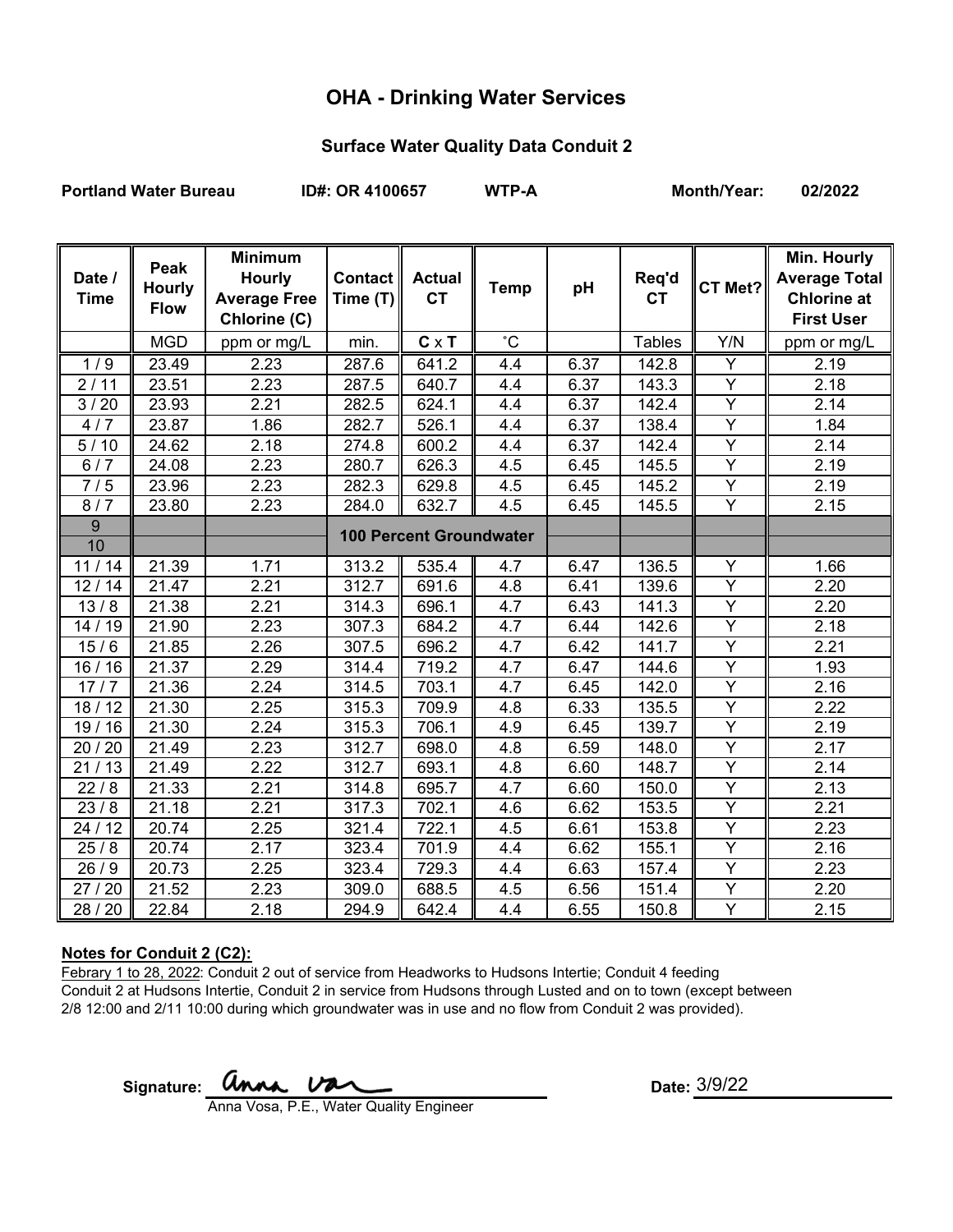# OHA - Drinking Water Services

## Surface Water Quality Data Conduit 2

**Portland Water Bureau** **ID#: OR 4100657** **WTP-A** **Month/Year: 02/2022**

| Date / Time | Peak Hourly Flow | Minimum Hourly Average Free Chlorine (C) | Contact Time (T) | Actual CT | Temp | pH | Req'd CT | CT Met? | Min. Hourly Average Total Chlorine at First User |
|---|---|---|---|---|---|---|---|---|---|
| | MGD | ppm or mg/L | min. | **C** x **T** | ˚C | | Tables | Y/N | ppm or mg/L |
| 1 / 9 | 23.49 | 2.23 | 287.6 | 641.2 | 4.4 | 6.37 | 142.8 | Y | 2.19 |
| 2 / 11 | 23.51 | 2.23 | 287.5 | 640.7 | 4.4 | 6.37 | 143.3 | Y | 2.18 |
| 3 / 20 | 23.93 | 2.21 | 282.5 | 624.1 | 4.4 | 6.37 | 142.4 | Y | 2.14 |
| 4 / 7 | 23.87 | 1.86 | 282.7 | 526.1 | 4.4 | 6.37 | 138.4 | Y | 1.84 |
| 5 / 10 | 24.62 | 2.18 | 274.8 | 600.2 | 4.4 | 6.37 | 142.4 | Y | 2.14 |
| 6 / 7 | 24.08 | 2.23 | 280.7 | 626.3 | 4.5 | 6.45 | 145.5 | Y | 2.19 |
| 7 / 5 | 23.96 | 2.23 | 282.3 | 629.8 | 4.5 | 6.45 | 145.2 | Y | 2.19 |
| 8 / 7 | 23.80 | 2.23 | 284.0 | 632.7 | 4.5 | 6.45 | 145.5 | Y | 2.15 |
| 9 | | | **100 Percent Groundwater** | | | | | | |
| 10 | | | | | | | | | |
| 11 / 14 | 21.39 | 1.71 | 313.2 | 535.4 | 4.7 | 6.47 | 136.5 | Y | 1.66 |
| 12 / 14 | 21.47 | 2.21 | 312.7 | 691.6 | 4.8 | 6.41 | 139.6 | Y | 2.20 |
| 13 / 8 | 21.38 | 2.21 | 314.3 | 696.1 | 4.7 | 6.43 | 141.3 | Y | 2.20 |
| 14 / 19 | 21.90 | 2.23 | 307.3 | 684.2 | 4.7 | 6.44 | 142.6 | Y | 2.18 |
| 15 / 6 | 21.85 | 2.26 | 307.5 | 696.2 | 4.7 | 6.42 | 141.7 | Y | 2.21 |
| 16 / 16 | 21.37 | 2.29 | 314.4 | 719.2 | 4.7 | 6.47 | 144.6 | Y | 1.93 |
| 17 / 7 | 21.36 | 2.24 | 314.5 | 703.1 | 4.7 | 6.45 | 142.0 | Y | 2.16 |
| 18 / 12 | 21.30 | 2.25 | 315.3 | 709.9 | 4.8 | 6.33 | 135.5 | Y | 2.22 |
| 19 / 16 | 21.30 | 2.24 | 315.3 | 706.1 | 4.9 | 6.45 | 139.7 | Y | 2.19 |
| 20 / 20 | 21.49 | 2.23 | 312.7 | 698.0 | 4.8 | 6.59 | 148.0 | Y | 2.17 |
| 21 / 13 | 21.49 | 2.22 | 312.7 | 693.1 | 4.8 | 6.60 | 148.7 | Y | 2.14 |
| 22 / 8 | 21.33 | 2.21 | 314.8 | 695.7 | 4.7 | 6.60 | 150.0 | Y | 2.13 |
| 23 / 8 | 21.18 | 2.21 | 317.3 | 702.1 | 4.6 | 6.62 | 153.5 | Y | 2.21 |
| 24 / 12 | 20.74 | 2.25 | 321.4 | 722.1 | 4.5 | 6.61 | 153.8 | Y | 2.23 |
| 25 / 8 | 20.74 | 2.17 | 323.4 | 701.9 | 4.4 | 6.62 | 155.1 | Y | 2.16 |
| 26 / 9 | 20.73 | 2.25 | 323.4 | 729.3 | 4.4 | 6.63 | 157.4 | Y | 2.23 |
| 27 / 20 | 21.52 | 2.23 | 309.0 | 688.5 | 4.5 | 6.56 | 151.4 | Y | 2.20 |
| 28 / 20 | 22.84 | 2.18 | 294.9 | 642.4 | 4.4 | 6.55 | 150.8 | Y | 2.15 |

**Notes for Conduit 2 (C2):**

Febrary 1 to 28, 2022: Conduit 2 out of service from Headworks to Hudsons Intertie; Conduit 4 feeding Conduit 2 at Hudsons Intertie, Conduit 2 in service from Hudsons through Lusted and on to town (except between 2/8 12:00 and 2/11 10:00 during which groundwater was in use and no flow from Conduit 2 was provided).

Signature: Anna Vosa

Anna Vosa, P.E., Water Quality Engineer

Date: 3/9/22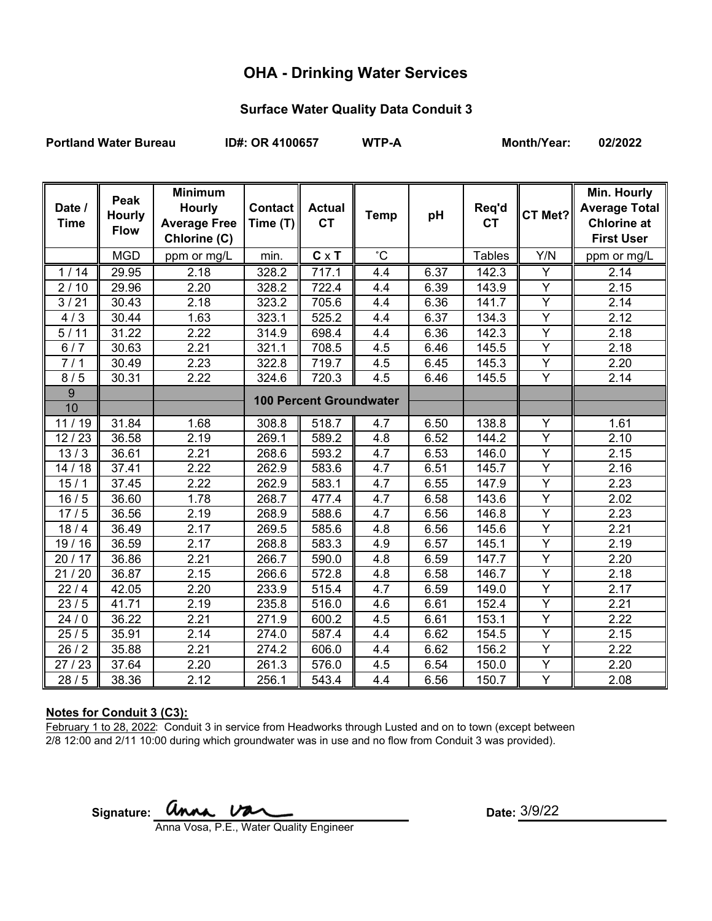# OHA - Drinking Water Services

## Surface Water Quality Data Conduit 3

**Portland Water Bureau** **ID#: OR 4100657** **WTP-A** **Month/Year: 02/2022**

| Date / Time | Peak Hourly Flow | Minimum Hourly Average Free Chlorine (C) | Contact Time (T) | Actual CT | Temp | pH | Req'd CT | CT Met? | Min. Hourly Average Total Chlorine at First User |
|---|---|---|---|---|---|---|---|---|---|
| | MGD | ppm or mg/L | min. | **C** x **T** | ˚C | | Tables | Y/N | ppm or mg/L |
| 1 / 14 | 29.95 | 2.18 | 328.2 | 717.1 | 4.4 | 6.37 | 142.3 | Y | 2.14 |
| 2 / 10 | 29.96 | 2.20 | 328.2 | 722.4 | 4.4 | 6.39 | 143.9 | Y | 2.15 |
| 3 / 21 | 30.43 | 2.18 | 323.2 | 705.6 | 4.4 | 6.36 | 141.7 | Y | 2.14 |
| 4 / 3 | 30.44 | 1.63 | 323.1 | 525.2 | 4.4 | 6.37 | 134.3 | Y | 2.12 |
| 5 / 11 | 31.22 | 2.22 | 314.9 | 698.4 | 4.4 | 6.36 | 142.3 | Y | 2.18 |
| 6 / 7 | 30.63 | 2.21 | 321.1 | 708.5 | 4.5 | 6.46 | 145.5 | Y | 2.18 |
| 7 / 1 | 30.49 | 2.23 | 322.8 | 719.7 | 4.5 | 6.45 | 145.3 | Y | 2.20 |
| 8 / 5 | 30.31 | 2.22 | 324.6 | 720.3 | 4.5 | 6.46 | 145.5 | Y | 2.14 |
| 9 | | | **100 Percent Groundwater** | | | | | | |
| 10 | | | | | | | | | |
| 11 / 19 | 31.84 | 1.68 | 308.8 | 518.7 | 4.7 | 6.50 | 138.8 | Y | 1.61 |
| 12 / 23 | 36.58 | 2.19 | 269.1 | 589.2 | 4.8 | 6.52 | 144.2 | Y | 2.10 |
| 13 / 3 | 36.61 | 2.21 | 268.6 | 593.2 | 4.7 | 6.53 | 146.0 | Y | 2.15 |
| 14 / 18 | 37.41 | 2.22 | 262.9 | 583.6 | 4.7 | 6.51 | 145.7 | Y | 2.16 |
| 15 / 1 | 37.45 | 2.22 | 262.9 | 583.1 | 4.7 | 6.55 | 147.9 | Y | 2.23 |
| 16 / 5 | 36.60 | 1.78 | 268.7 | 477.4 | 4.7 | 6.58 | 143.6 | Y | 2.02 |
| 17 / 5 | 36.56 | 2.19 | 268.9 | 588.6 | 4.7 | 6.56 | 146.8 | Y | 2.23 |
| 18 / 4 | 36.49 | 2.17 | 269.5 | 585.6 | 4.8 | 6.56 | 145.6 | Y | 2.21 |
| 19 / 16 | 36.59 | 2.17 | 268.8 | 583.3 | 4.9 | 6.57 | 145.1 | Y | 2.19 |
| 20 / 17 | 36.86 | 2.21 | 266.7 | 590.0 | 4.8 | 6.59 | 147.7 | Y | 2.20 |
| 21 / 20 | 36.87 | 2.15 | 266.6 | 572.8 | 4.8 | 6.58 | 146.7 | Y | 2.18 |
| 22 / 4 | 42.05 | 2.20 | 233.9 | 515.4 | 4.7 | 6.59 | 149.0 | Y | 2.17 |
| 23 / 5 | 41.71 | 2.19 | 235.8 | 516.0 | 4.6 | 6.61 | 152.4 | Y | 2.21 |
| 24 / 0 | 36.22 | 2.21 | 271.9 | 600.2 | 4.5 | 6.61 | 153.1 | Y | 2.22 |
| 25 / 5 | 35.91 | 2.14 | 274.0 | 587.4 | 4.4 | 6.62 | 154.5 | Y | 2.15 |
| 26 / 2 | 35.88 | 2.21 | 274.2 | 606.0 | 4.4 | 6.62 | 156.2 | Y | 2.22 |
| 27 / 23 | 37.64 | 2.20 | 261.3 | 576.0 | 4.5 | 6.54 | 150.0 | Y | 2.20 |
| 28 / 5 | 38.36 | 2.12 | 256.1 | 543.4 | 4.4 | 6.56 | 150.7 | Y | 2.08 |

**Notes for Conduit 3 (C3):**

February 1 to 28, 2022: Conduit 3 in service from Headworks through Lusted and on to town (except between 2/8 12:00 and 2/11 10:00 during which groundwater was in use and no flow from Conduit 3 was provided).

Signature: Anna Vosa
Anna Vosa, P.E., Water Quality Engineer

Date: 3/9/22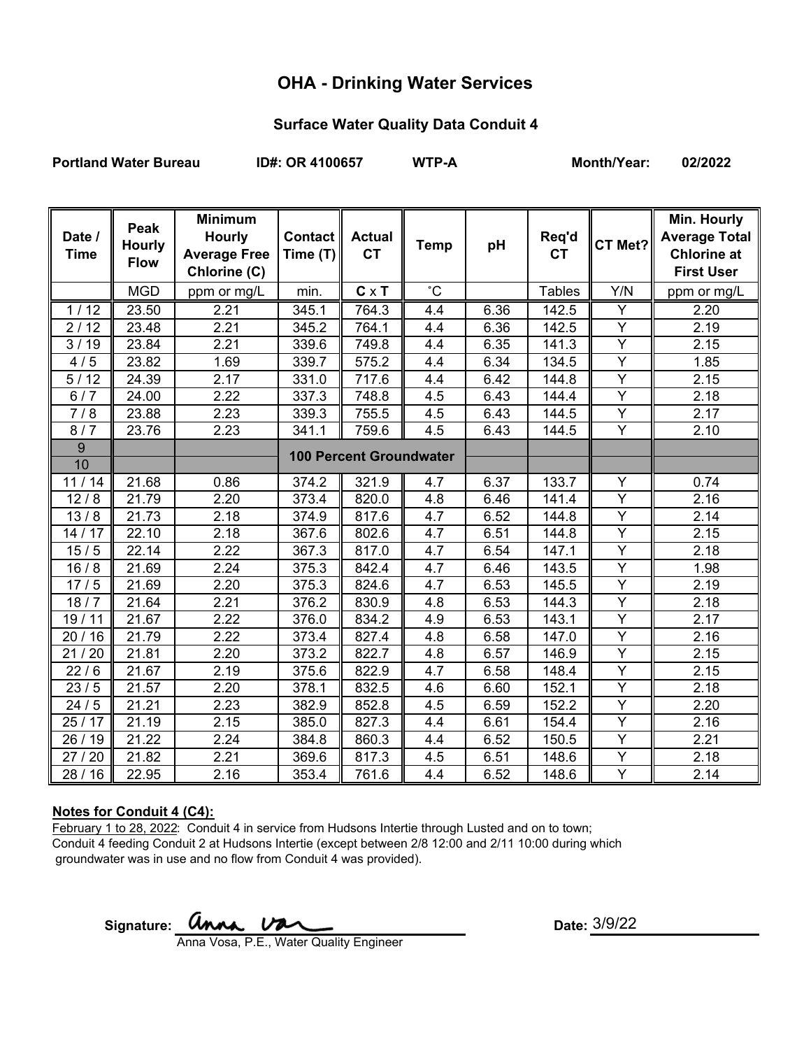# OHA - Drinking Water Services

## Surface Water Quality Data Conduit 4

**Portland Water Bureau** **ID#: OR 4100657** **WTP-A** **Month/Year: 02/2022**

| Date / Time | Peak Hourly Flow | Minimum Hourly Average Free Chlorine (C) | Contact Time (T) | Actual CT | Temp | pH | Req'd CT | CT Met? | Min. Hourly Average Total Chlorine at First User |
|---|---|---|---|---|---|---|---|---|---|
| | MGD | ppm or mg/L | min. | C x T | ˚C | | Tables | Y/N | ppm or mg/L |
| 1 / 12 | 23.50 | 2.21 | 345.1 | 764.3 | 4.4 | 6.36 | 142.5 | Y | 2.20 |
| 2 / 12 | 23.48 | 2.21 | 345.2 | 764.1 | 4.4 | 6.36 | 142.5 | Y | 2.19 |
| 3 / 19 | 23.84 | 2.21 | 339.6 | 749.8 | 4.4 | 6.35 | 141.3 | Y | 2.15 |
| 4 / 5 | 23.82 | 1.69 | 339.7 | 575.2 | 4.4 | 6.34 | 134.5 | Y | 1.85 |
| 5 / 12 | 24.39 | 2.17 | 331.0 | 717.6 | 4.4 | 6.42 | 144.8 | Y | 2.15 |
| 6 / 7 | 24.00 | 2.22 | 337.3 | 748.8 | 4.5 | 6.43 | 144.4 | Y | 2.18 |
| 7 / 8 | 23.88 | 2.23 | 339.3 | 755.5 | 4.5 | 6.43 | 144.5 | Y | 2.17 |
| 8 / 7 | 23.76 | 2.23 | 341.1 | 759.6 | 4.5 | 6.43 | 144.5 | Y | 2.10 |
| 9 | | | 100 Percent Groundwater | | | | | | |
| 10 | | | | | | | | | |
| 11 / 14 | 21.68 | 0.86 | 374.2 | 321.9 | 4.7 | 6.37 | 133.7 | Y | 0.74 |
| 12 / 8 | 21.79 | 2.20 | 373.4 | 820.0 | 4.8 | 6.46 | 141.4 | Y | 2.16 |
| 13 / 8 | 21.73 | 2.18 | 374.9 | 817.6 | 4.7 | 6.52 | 144.8 | Y | 2.14 |
| 14 / 17 | 22.10 | 2.18 | 367.6 | 802.6 | 4.7 | 6.51 | 144.8 | Y | 2.15 |
| 15 / 5 | 22.14 | 2.22 | 367.3 | 817.0 | 4.7 | 6.54 | 147.1 | Y | 2.18 |
| 16 / 8 | 21.69 | 2.24 | 375.3 | 842.4 | 4.7 | 6.46 | 143.5 | Y | 1.98 |
| 17 / 5 | 21.69 | 2.20 | 375.3 | 824.6 | 4.7 | 6.53 | 145.5 | Y | 2.19 |
| 18 / 7 | 21.64 | 2.21 | 376.2 | 830.9 | 4.8 | 6.53 | 144.3 | Y | 2.18 |
| 19 / 11 | 21.67 | 2.22 | 376.0 | 834.2 | 4.9 | 6.53 | 143.1 | Y | 2.17 |
| 20 / 16 | 21.79 | 2.22 | 373.4 | 827.4 | 4.8 | 6.58 | 147.0 | Y | 2.16 |
| 21 / 20 | 21.81 | 2.20 | 373.2 | 822.7 | 4.8 | 6.57 | 146.9 | Y | 2.15 |
| 22 / 6 | 21.67 | 2.19 | 375.6 | 822.9 | 4.7 | 6.58 | 148.4 | Y | 2.15 |
| 23 / 5 | 21.57 | 2.20 | 378.1 | 832.5 | 4.6 | 6.60 | 152.1 | Y | 2.18 |
| 24 / 5 | 21.21 | 2.23 | 382.9 | 852.8 | 4.5 | 6.59 | 152.2 | Y | 2.20 |
| 25 / 17 | 21.19 | 2.15 | 385.0 | 827.3 | 4.4 | 6.61 | 154.4 | Y | 2.16 |
| 26 / 19 | 21.22 | 2.24 | 384.8 | 860.3 | 4.4 | 6.52 | 150.5 | Y | 2.21 |
| 27 / 20 | 21.82 | 2.21 | 369.6 | 817.3 | 4.5 | 6.51 | 148.6 | Y | 2.18 |
| 28 / 16 | 22.95 | 2.16 | 353.4 | 761.6 | 4.4 | 6.52 | 148.6 | Y | 2.14 |

**Notes for Conduit 4 (C4):**

February 1 to 28, 2022: Conduit 4 in service from Hudsons Intertie through Lusted and on to town; Conduit 4 feeding Conduit 2 at Hudsons Intertie (except between 2/8 12:00 and 2/11 10:00 during which groundwater was in use and no flow from Conduit 4 was provided).

**Signature:** Anna Vosa

Anna Vosa, P.E., Water Quality Engineer

**Date:** 3/9/22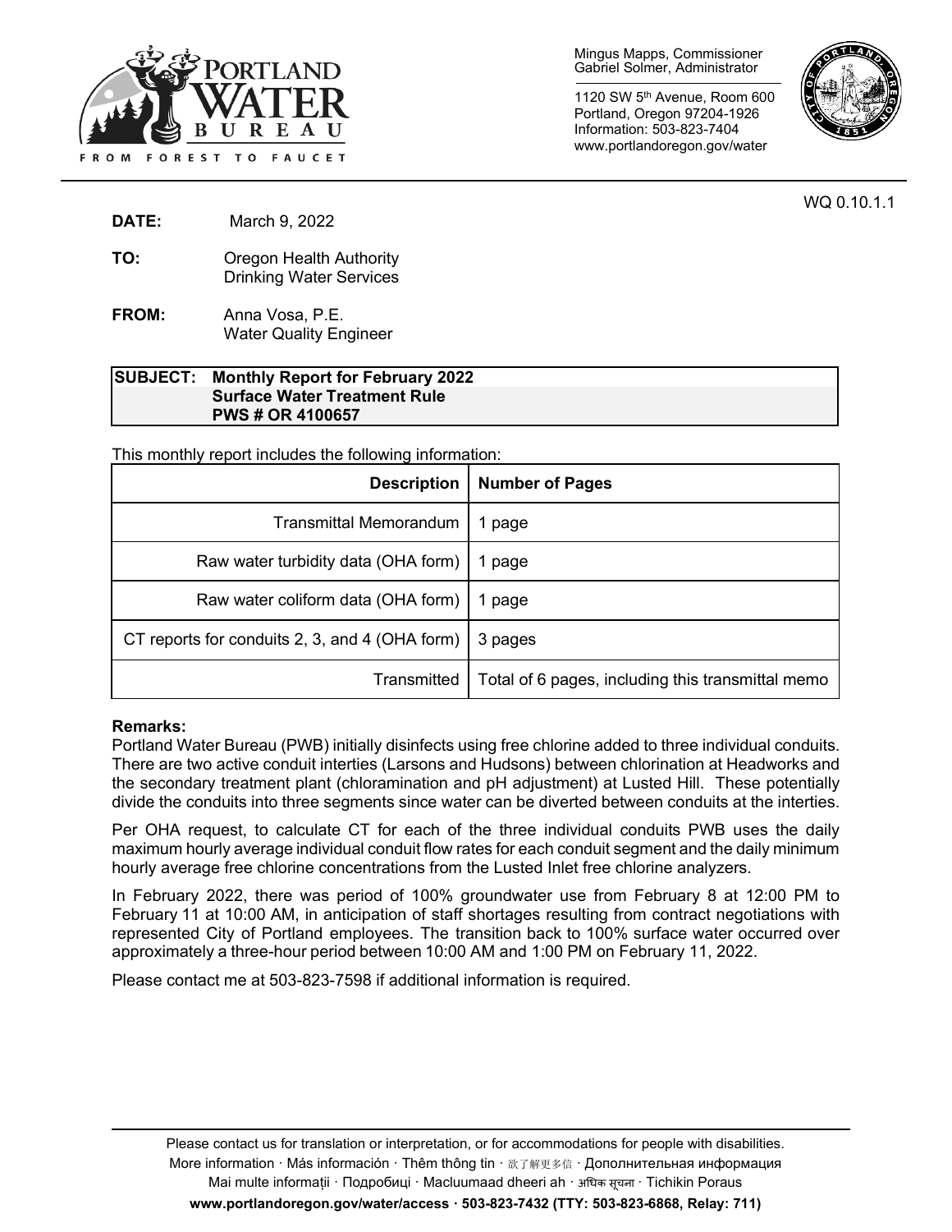Mingus Mapps, Commissioner
Gabriel Solmer, Administrator

1120 SW 5th Avenue, Room 600
Portland, Oregon 97204-1926
Information: 503-823-7404
www.portlandoregon.gov/water

WQ 0.10.1.1

**DATE:** March 9, 2022

**TO:** Oregon Health Authority
Drinking Water Services

**FROM:** Anna Vosa, P.E.
Water Quality Engineer

**SUBJECT: Monthly Report for February 2022**
**Surface Water Treatment Rule**
**PWS # OR 4100657**

This monthly report includes the following information:

| Description | Number of Pages |
| --- | --- |
| Transmittal Memorandum | 1 page |
| Raw water turbidity data (OHA form) | 1 page |
| Raw water coliform data (OHA form) | 1 page |
| CT reports for conduits 2, 3, and 4 (OHA form) | 3 pages |
| Transmitted | Total of 6 pages, including this transmittal memo |

**Remarks:**

Portland Water Bureau (PWB) initially disinfects using free chlorine added to three individual conduits. There are two active conduit interties (Larsons and Hudsons) between chlorination at Headworks and the secondary treatment plant (chloramination and pH adjustment) at Lusted Hill. These potentially divide the conduits into three segments since water can be diverted between conduits at the interties.

Per OHA request, to calculate CT for each of the three individual conduits PWB uses the daily maximum hourly average individual conduit flow rates for each conduit segment and the daily minimum hourly average free chlorine concentrations from the Lusted Inlet free chlorine analyzers.

In February 2022, there was period of 100% groundwater use from February 8 at 12:00 PM to February 11 at 10:00 AM, in anticipation of staff shortages resulting from contract negotiations with represented City of Portland employees. The transition back to 100% surface water occurred over approximately a three-hour period between 10:00 AM and 1:00 PM on February 11, 2022.

Please contact me at 503-823-7598 if additional information is required.

Please contact us for translation or interpretation, or for accommodations for people with disabilities.
More information · Más información · Thêm thông tin · 欲了解更多信 · Дополнительная информация
Mai multe informații · Подробиці · Macluumaad dheeri ah · अधिक सूचना · Tichikin Poraus
**www.portlandoregon.gov/water/access · 503-823-7432 (TTY: 503-823-6868, Relay: 711)**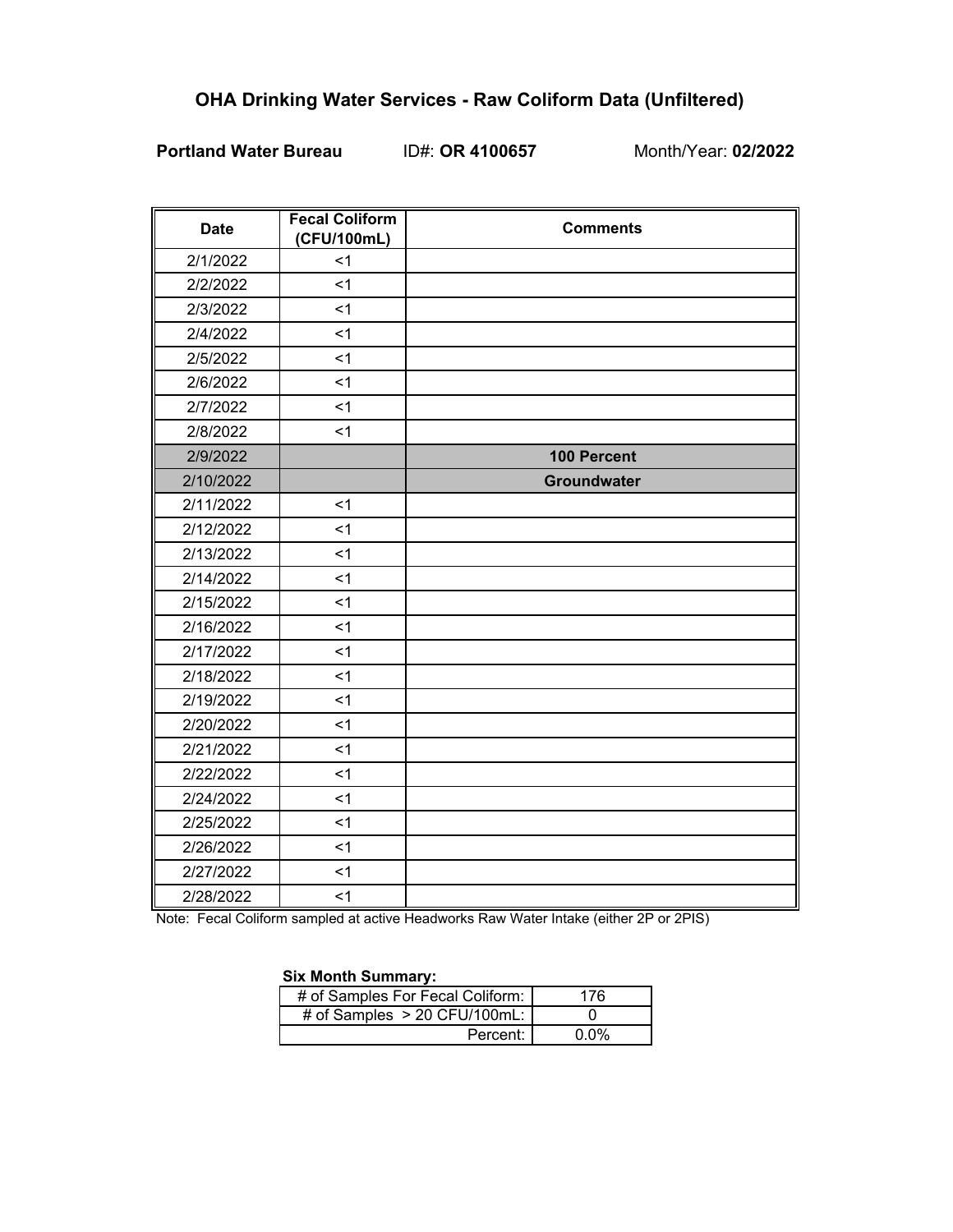# OHA Drinking Water Services - Raw Coliform Data (Unfiltered)

**Portland Water Bureau** ID#: **OR 4100657** Month/Year: **02/2022**

| Date | Fecal Coliform (CFU/100mL) | Comments |
|---|---|---|
| 2/1/2022 | <1 | |
| 2/2/2022 | <1 | |
| 2/3/2022 | <1 | |
| 2/4/2022 | <1 | |
| 2/5/2022 | <1 | |
| 2/6/2022 | <1 | |
| 2/7/2022 | <1 | |
| 2/8/2022 | <1 | |
| 2/9/2022 | | **100 Percent** |
| 2/10/2022 | | **Groundwater** |
| 2/11/2022 | <1 | |
| 2/12/2022 | <1 | |
| 2/13/2022 | <1 | |
| 2/14/2022 | <1 | |
| 2/15/2022 | <1 | |
| 2/16/2022 | <1 | |
| 2/17/2022 | <1 | |
| 2/18/2022 | <1 | |
| 2/19/2022 | <1 | |
| 2/20/2022 | <1 | |
| 2/21/2022 | <1 | |
| 2/22/2022 | <1 | |
| 2/24/2022 | <1 | |
| 2/25/2022 | <1 | |
| 2/26/2022 | <1 | |
| 2/27/2022 | <1 | |
| 2/28/2022 | <1 | |

Note: Fecal Coliform sampled at active Headworks Raw Water Intake (either 2P or 2PIS)

**Six Month Summary:**

| | |
|---|---|
| # of Samples For Fecal Coliform: | 176 |
| # of Samples > 20 CFU/100mL: | 0 |
| Percent: | 0.0% |